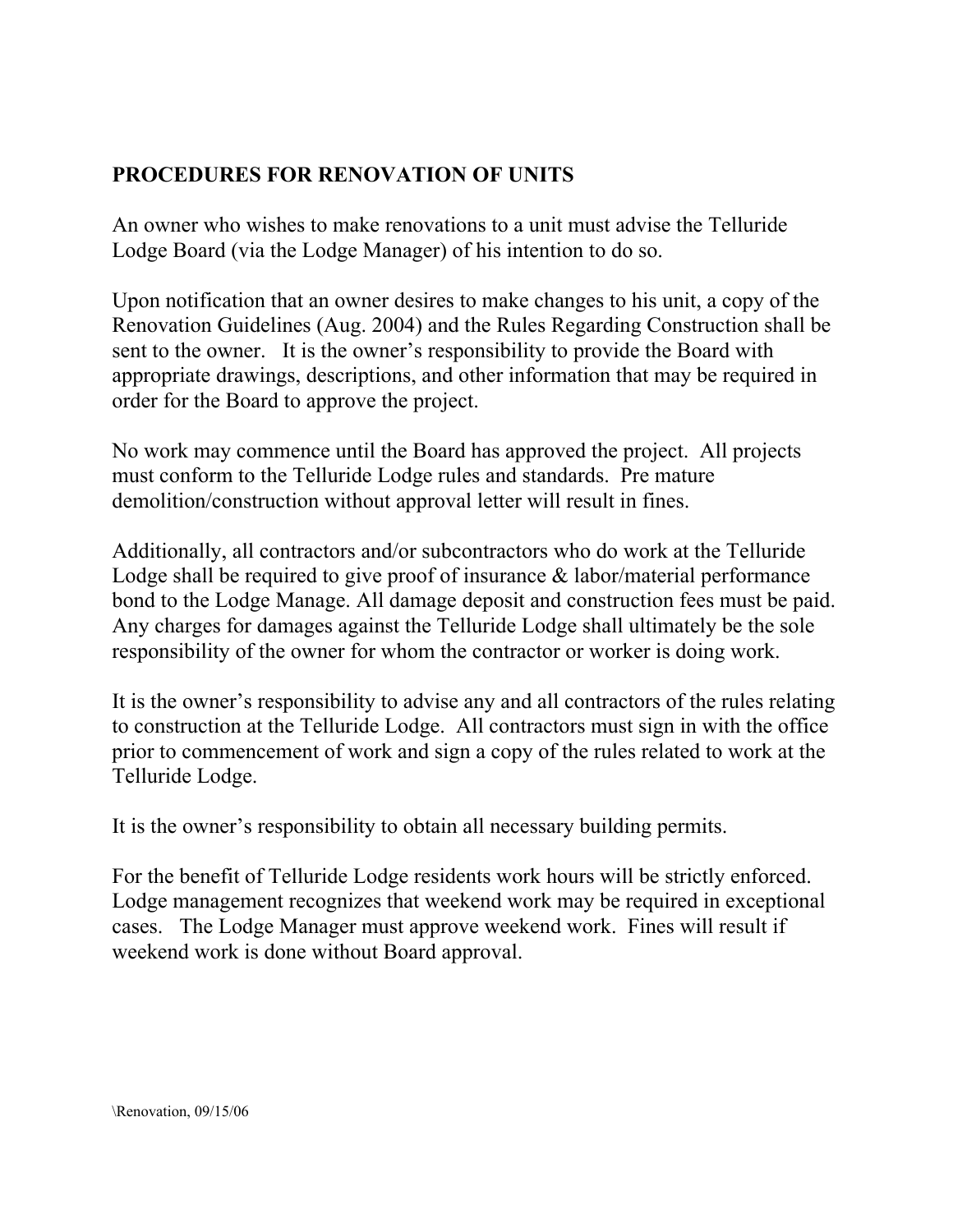**PROCEDURES FOR RENOVATION OF UNITS**

An owner who wishes to make renovations to a unit must advise the Telluride Lodge Board (via the Lodge Manager) of his intention to do so.

Upon notification that an owner desires to make changes to his unit, a copy of the Renovation Guidelines (Aug. 2004) and the Rules Regarding Construction shall be sent to the owner. It is the owner's responsibility to provide the Board with appropriate drawings, descriptions, and other information that may be required in order for the Board to approve the project.

No work may commence until the Board has approved the project. All projects must conform to the Telluride Lodge rules and standards. Pre mature demolition/construction without approval letter will result in fines.

Additionally, all contractors and/or subcontractors who do work at the Telluride Lodge shall be required to give proof of insurance & labor/material performance bond to the Lodge Manage. All damage deposit and construction fees must be paid. Any charges for damages against the Telluride Lodge shall ultimately be the sole responsibility of the owner for whom the contractor or worker is doing work.

It is the owner's responsibility to advise any and all contractors of the rules relating to construction at the Telluride Lodge. All contractors must sign in with the office prior to commencement of work and sign a copy of the rules related to work at the Telluride Lodge.

It is the owner's responsibility to obtain all necessary building permits.

For the benefit of Telluride Lodge residents work hours will be strictly enforced. Lodge management recognizes that weekend work may be required in exceptional cases. The Lodge Manager must approve weekend work. Fines will result if weekend work is done without Board approval.

\Renovation, 09/15/06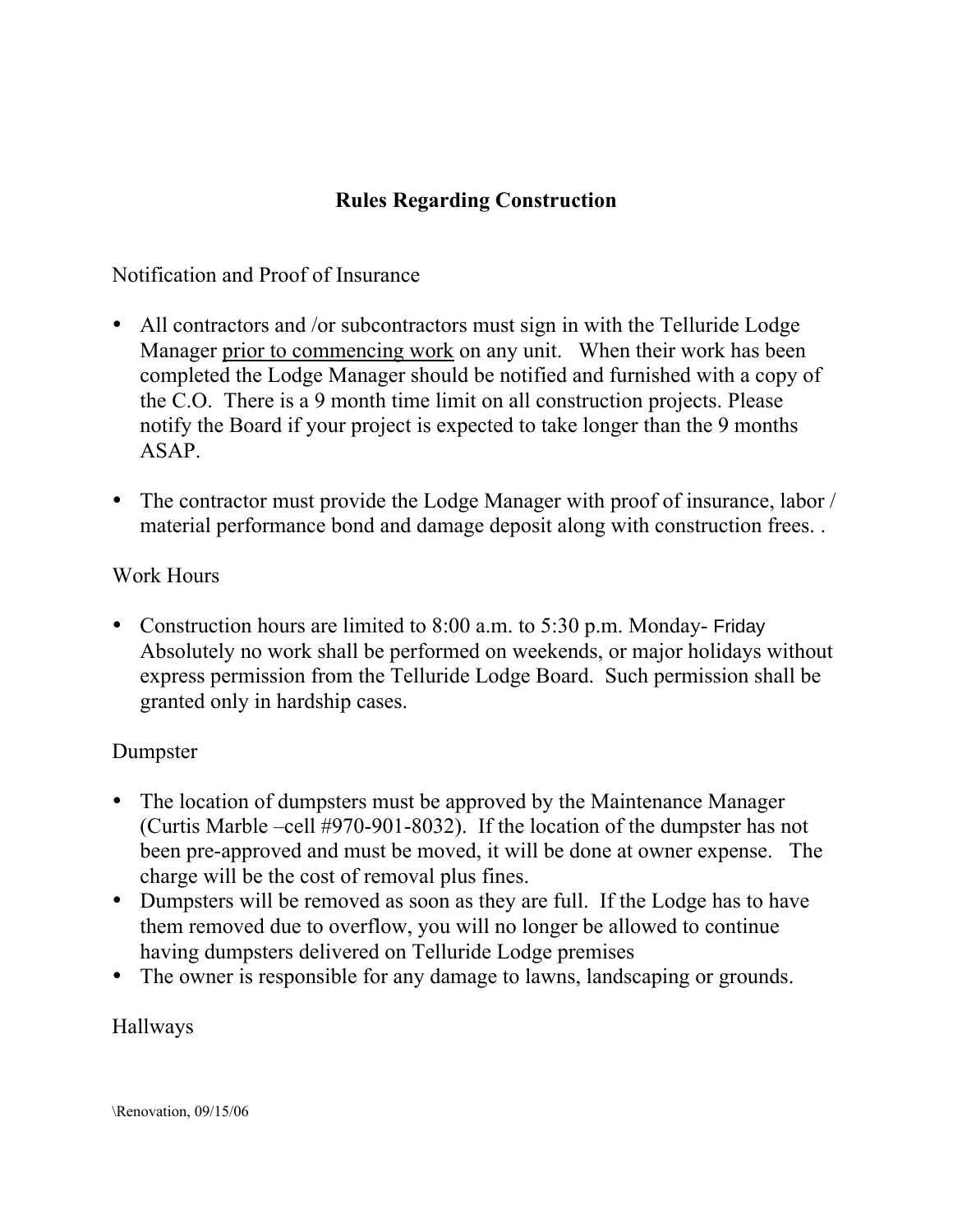## Rules Regarding Construction

Notification and Proof of Insurance

- All contractors and /or subcontractors must sign in with the Telluride Lodge Manager <u>prior to commencing work</u> on any unit. When their work has been completed the Lodge Manager should be notified and furnished with a copy of the C.O. There is a 9 month time limit on all construction projects. Please notify the Board if your project is expected to take longer than the 9 months ASAP.

- The contractor must provide the Lodge Manager with proof of insurance, labor / material performance bond and damage deposit along with construction frees. .

Work Hours

- Construction hours are limited to 8:00 a.m. to 5:30 p.m. Monday- Friday Absolutely no work shall be performed on weekends, or major holidays without express permission from the Telluride Lodge Board. Such permission shall be granted only in hardship cases.

Dumpster

- The location of dumpsters must be approved by the Maintenance Manager (Curtis Marble –cell #970-901-8032). If the location of the dumpster has not been pre-approved and must be moved, it will be done at owner expense. The charge will be the cost of removal plus fines.
- Dumpsters will be removed as soon as they are full. If the Lodge has to have them removed due to overflow, you will no longer be allowed to continue having dumpsters delivered on Telluride Lodge premises
- The owner is responsible for any damage to lawns, landscaping or grounds.

Hallways

\Renovation, 09/15/06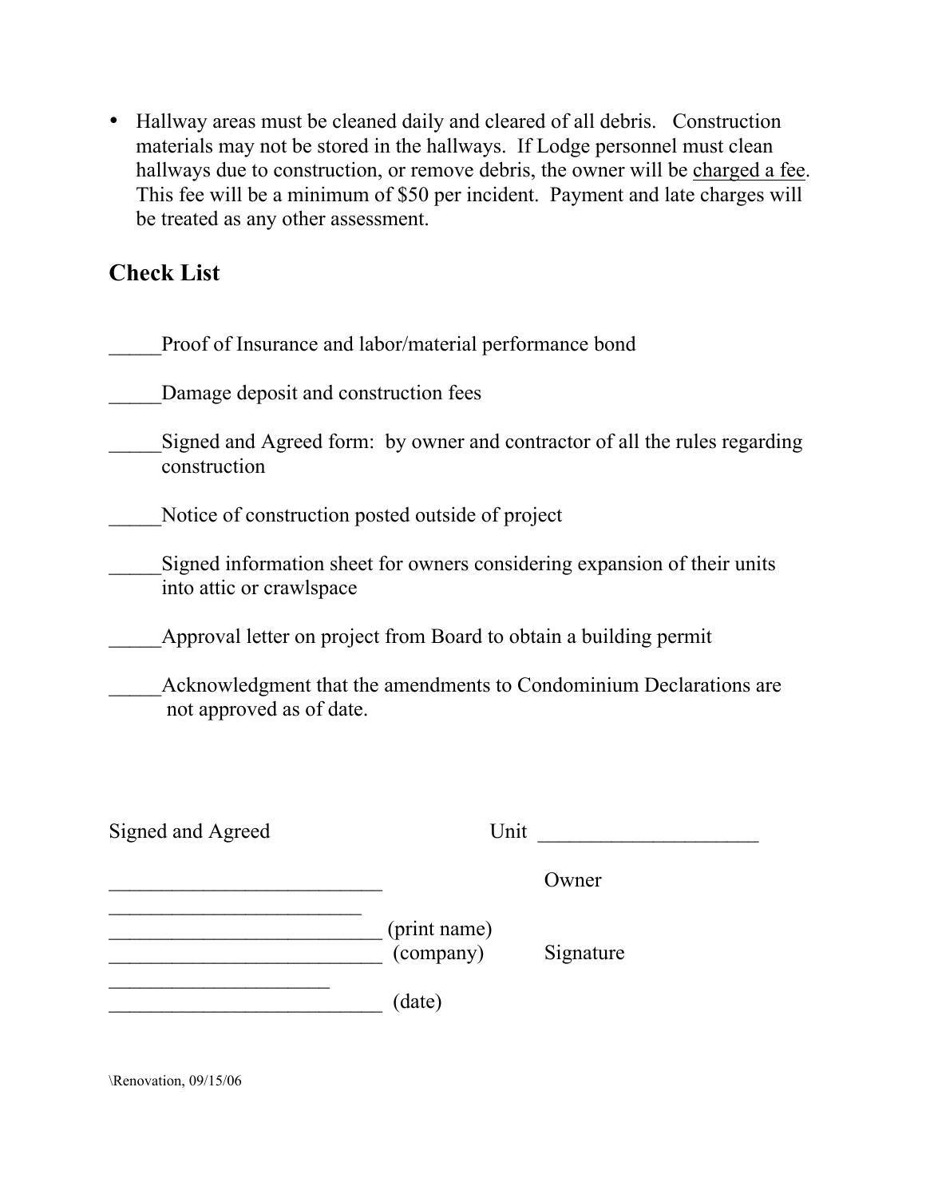- Hallway areas must be cleaned daily and cleared of all debris. Construction materials may not be stored in the hallways. If Lodge personnel must clean hallways due to construction, or remove debris, the owner will be charged a fee. This fee will be a minimum of $50 per incident. Payment and late charges will be treated as any other assessment.

## Check List

_____Proof of Insurance and labor/material performance bond

_____Damage deposit and construction fees

_____Signed and Agreed form: by owner and contractor of all the rules regarding construction

_____Notice of construction posted outside of project

_____Signed information sheet for owners considering expansion of their units into attic or crawlspace

_____Approval letter on project from Board to obtain a building permit

_____Acknowledgment that the amendments to Condominium Declarations are not approved as of date.

Signed and Agreed                                        Unit _____________________

__________________________                          Owner

_________________________

__________________________ (print name)

__________________________ (company)          Signature

_____________________

__________________________ (date)

\Renovation, 09/15/06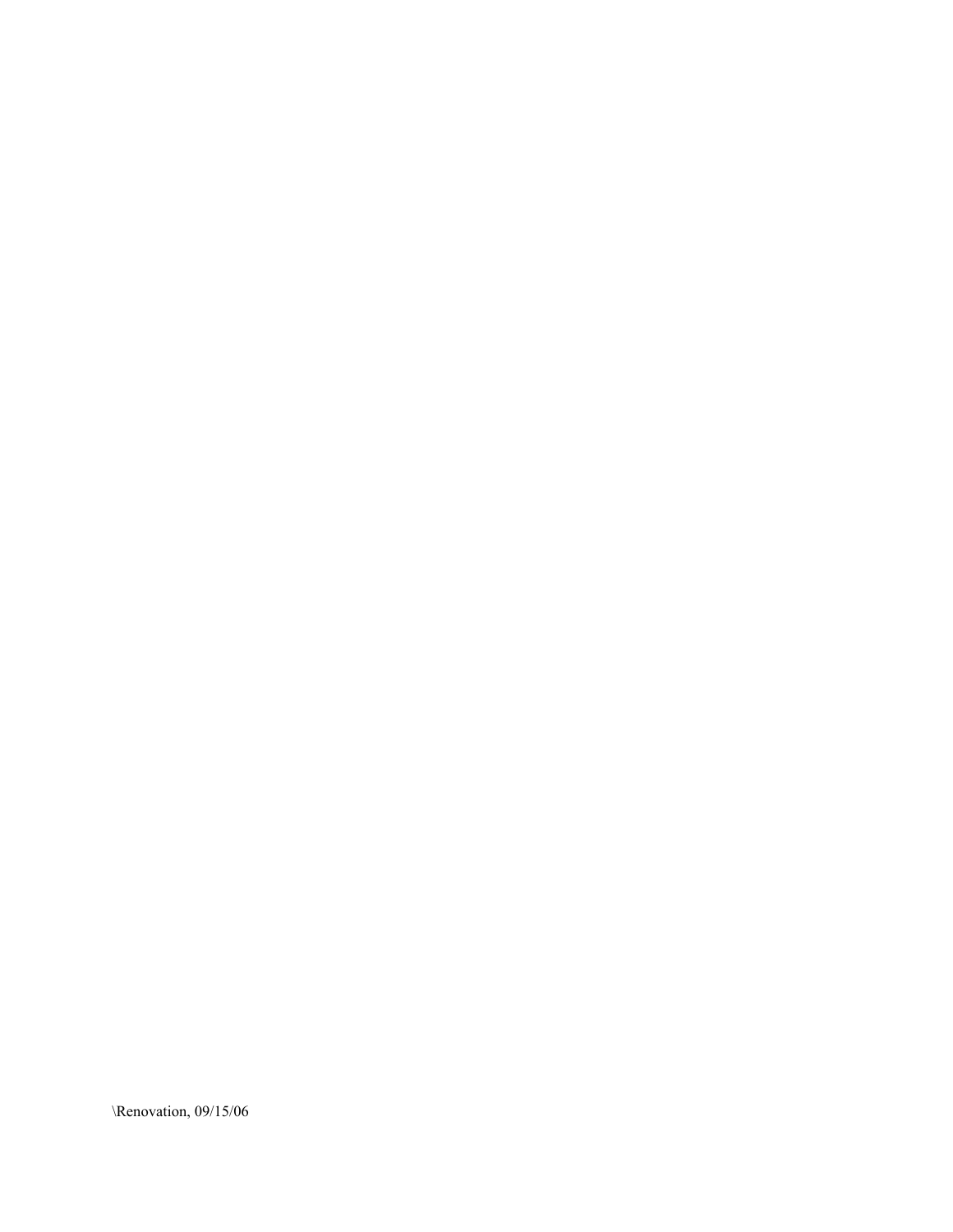\Renovation, 09/15/06